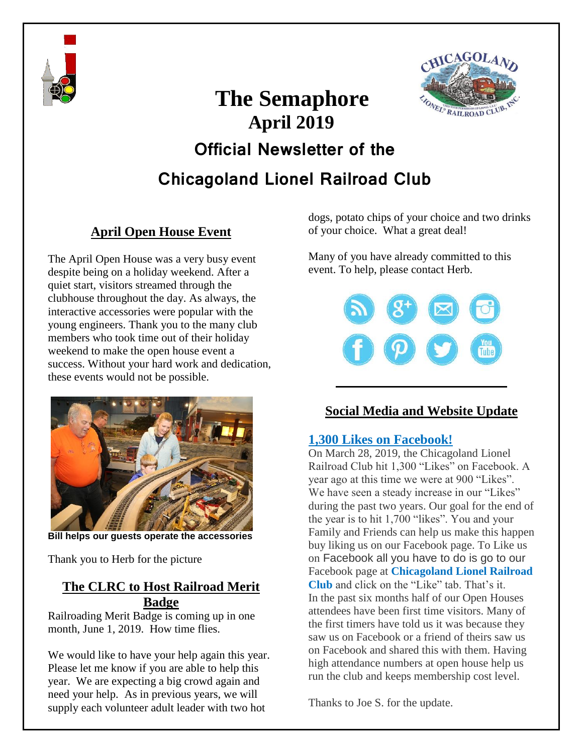# The Semaphore

## April 2019

## Official Newsletter of the Chicagoland Lionel Railroad Club

### April Open House Event

The April Open House was a very busy event despite being on a holiday weekend. After a quiet start, visitors streamed through the clubhouse throughout the day. As always, the interactive accessories were popular with the young engineers. Thank you to the many club members who took time out of their holiday weekend to make the open house event a success. Without your hard work and dedication, these events would not be possible.

**Bill helps our guests operate the accessories**

Thank you to Herb for the picture

### The CLRC to Host Railroad Merit Badge

Railroading Merit Badge is coming up in one month, June 1, 2019. How time flies.

We would like to have your help again this year. Please let me know if you are able to help this year. We are expecting a big crowd again and need your help. As in previous years, we will supply each volunteer adult leader with two hot dogs, potato chips of your choice and two drinks of your choice. What a great deal!

Many of you have already committed to this event. To help, please contact Herb.

### Social Media and Website Update

**1,300 Likes on Facebook!**

On March 28, 2019, the Chicagoland Lionel Railroad Club hit 1,300 "Likes" on Facebook. A year ago at this time we were at 900 "Likes". We have seen a steady increase in our "Likes" during the past two years. Our goal for the end of the year is to hit 1,700 "likes". You and your Family and Friends can help us make this happen buy liking us on our Facebook page. To Like us on Facebook all you have to do is go to our Facebook page at **Chicagoland Lionel Railroad Club** and click on the "Like" tab. That's it. In the past six months half of our Open Houses attendees have been first time visitors. Many of the first timers have told us it was because they saw us on Facebook or a friend of theirs saw us on Facebook and shared this with them. Having high attendance numbers at open house help us run the club and keeps membership cost level.

Thanks to Joe S. for the update.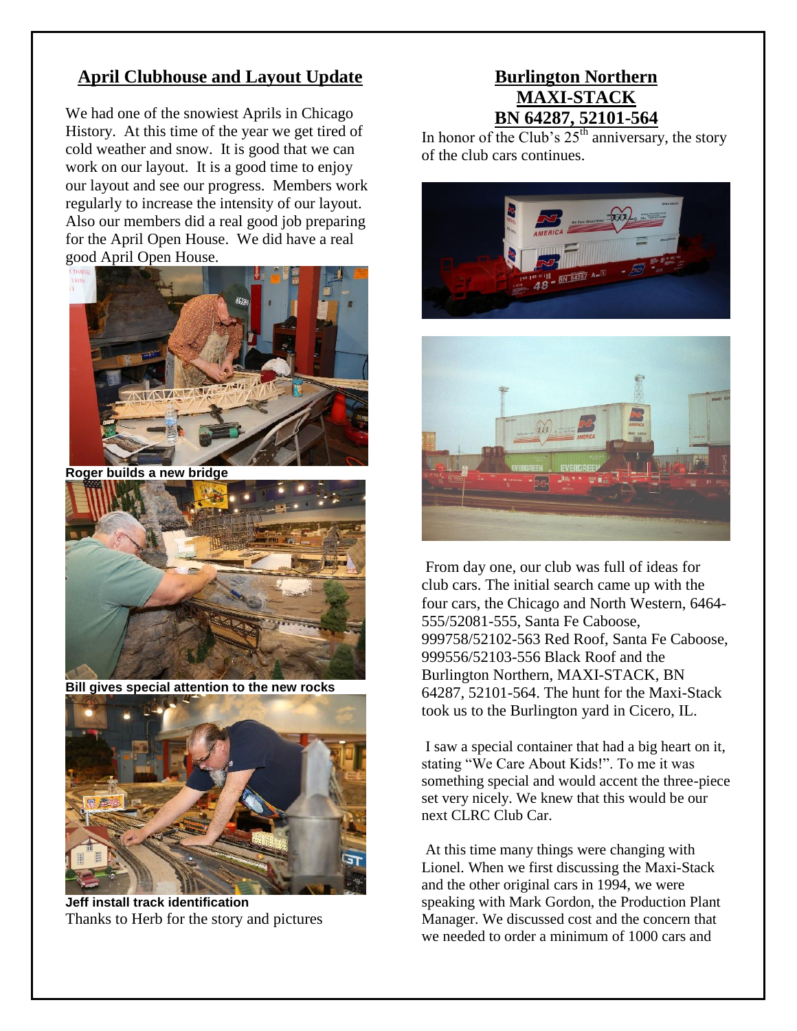## April Clubhouse and Layout Update

We had one of the snowiest Aprils in Chicago History. At this time of the year we get tired of cold weather and snow. It is good that we can work on our layout. It is a good time to enjoy our layout and see our progress. Members work regularly to increase the intensity of our layout. Also our members did a real good job preparing for the April Open House. We did have a real good April Open House.

**Roger builds a new bridge**

**Bill gives special attention to the new rocks**

**Jeff install track identification**

Thanks to Herb for the story and pictures

## Burlington Northern MAXI-STACK BN 64287, 52101-564

In honor of the Club's 25th anniversary, the story of the club cars continues.

From day one, our club was full of ideas for club cars. The initial search came up with the four cars, the Chicago and North Western, 6464-555/52081-555, Santa Fe Caboose, 999758/52102-563 Red Roof, Santa Fe Caboose, 999556/52103-556 Black Roof and the Burlington Northern, MAXI-STACK, BN 64287, 52101-564. The hunt for the Maxi-Stack took us to the Burlington yard in Cicero, IL.

I saw a special container that had a big heart on it, stating "We Care About Kids!". To me it was something special and would accent the three-piece set very nicely. We knew that this would be our next CLRC Club Car.

At this time many things were changing with Lionel. When we first discussing the Maxi-Stack and the other original cars in 1994, we were speaking with Mark Gordon, the Production Plant Manager. We discussed cost and the concern that we needed to order a minimum of 1000 cars and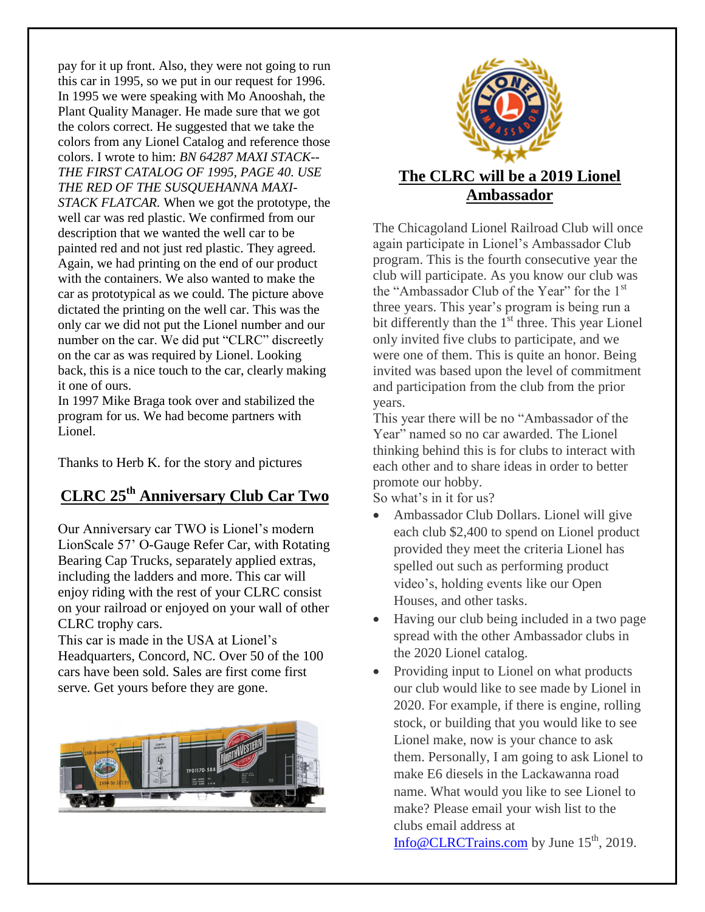pay for it up front. Also, they were not going to run this car in 1995, so we put in our request for 1996. In 1995 we were speaking with Mo Anooshah, the Plant Quality Manager. He made sure that we got the colors correct. He suggested that we take the colors from any Lionel Catalog and reference those colors. I wrote to him: *BN 64287 MAXI STACK--THE FIRST CATALOG OF 1995, PAGE 40. USE THE RED OF THE SUSQUEHANNA MAXI-STACK FLATCAR.* When we got the prototype, the well car was red plastic. We confirmed from our description that we wanted the well car to be painted red and not just red plastic. They agreed. Again, we had printing on the end of our product with the containers. We also wanted to make the car as prototypical as we could. The picture above dictated the printing on the well car. This was the only car we did not put the Lionel number and our number on the car. We did put "CLRC" discreetly on the car as was required by Lionel. Looking back, this is a nice touch to the car, clearly making it one of ours.

In 1997 Mike Braga took over and stabilized the program for us. We had become partners with Lionel.

Thanks to Herb K. for the story and pictures

## CLRC 25th Anniversary Club Car Two

Our Anniversary car TWO is Lionel's modern LionScale 57' O-Gauge Refer Car, with Rotating Bearing Cap Trucks, separately applied extras, including the ladders and more. This car will enjoy riding with the rest of your CLRC consist on your railroad or enjoyed on your wall of other CLRC trophy cars.

This car is made in the USA at Lionel's Headquarters, Concord, NC. Over 50 of the 100 cars have been sold. Sales are first come first serve. Get yours before they are gone.

## The CLRC will be a 2019 Lionel Ambassador

The Chicagoland Lionel Railroad Club will once again participate in Lionel's Ambassador Club program. This is the fourth consecutive year the club will participate. As you know our club was the "Ambassador Club of the Year" for the 1st three years. This year's program is being run a bit differently than the 1st three. This year Lionel only invited five clubs to participate, and we were one of them. This is quite an honor. Being invited was based upon the level of commitment and participation from the club from the prior years.

This year there will be no "Ambassador of the Year" named so no car awarded. The Lionel thinking behind this is for clubs to interact with each other and to share ideas in order to better promote our hobby.

So what's in it for us?

- Ambassador Club Dollars. Lionel will give each club $2,400 to spend on Lionel product provided they meet the criteria Lionel has spelled out such as performing product video's, holding events like our Open Houses, and other tasks.
- Having our club being included in a two page spread with the other Ambassador clubs in the 2020 Lionel catalog.
- Providing input to Lionel on what products our club would like to see made by Lionel in 2020. For example, if there is engine, rolling stock, or building that you would like to see Lionel make, now is your chance to ask them. Personally, I am going to ask Lionel to make E6 diesels in the Lackawanna road name. What would you like to see Lionel to make? Please email your wish list to the clubs email address at Info@CLRCTrains.com by June 15th, 2019.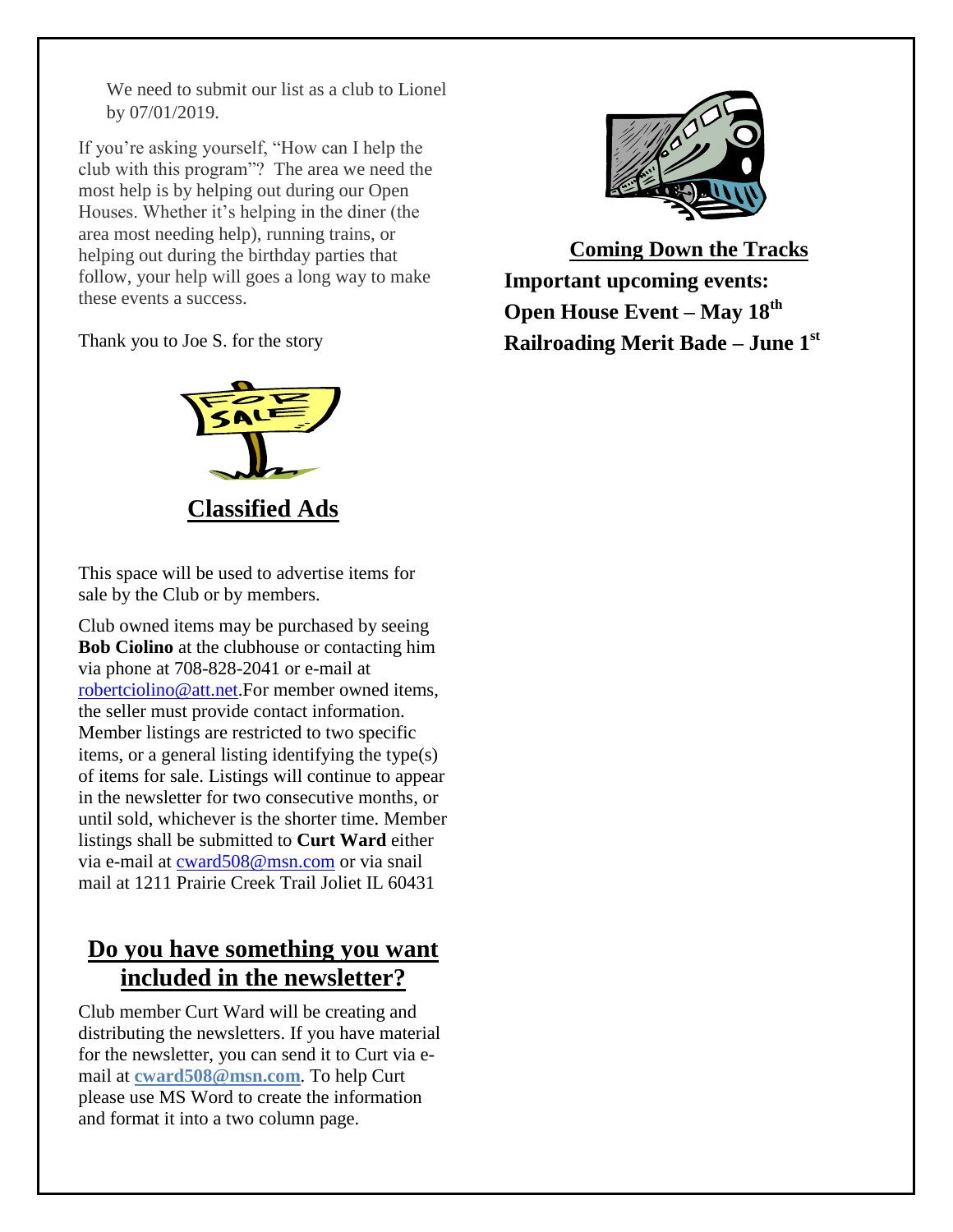We need to submit our list as a club to Lionel by 07/01/2019.

If you're asking yourself, "How can I help the club with this program"? The area we need the most help is by helping out during our Open Houses. Whether it's helping in the diner (the area most needing help), running trains, or helping out during the birthday parties that follow, your help will goes a long way to make these events a success.

Thank you to Joe S. for the story

## Classified Ads

This space will be used to advertise items for sale by the Club or by members.

Club owned items may be purchased by seeing **Bob Ciolino** at the clubhouse or contacting him via phone at 708-828-2041 or e-mail at robertciolino@att.net.For member owned items, the seller must provide contact information. Member listings are restricted to two specific items, or a general listing identifying the type(s) of items for sale. Listings will continue to appear in the newsletter for two consecutive months, or until sold, whichever is the shorter time. Member listings shall be submitted to **Curt Ward** either via e-mail at cward508@msn.com or via snail mail at 1211 Prairie Creek Trail Joliet IL 60431

## Do you have something you want included in the newsletter?

Club member Curt Ward will be creating and distributing the newsletters. If you have material for the newsletter, you can send it to Curt via e-mail at **cward508@msn.com**. To help Curt please use MS Word to create the information and format it into a two column page.

## Coming Down the Tracks

**Important upcoming events:**

**Open House Event – May 18th**

**Railroading Merit Bade – June 1st**